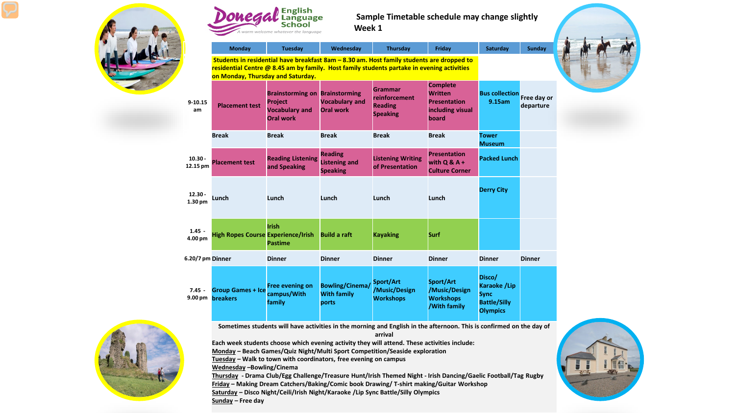Donegal English Language School
*A warm welcome whatever the language*

**Sample Timetable schedule may change slightly**
**Week 1**

| | Monday | Tuesday | Wednesday | Thursday | Friday | Saturday | Sunday |
|---|---|---|---|---|---|---|---|
| | Students in residential have breakfast 8am – 8.30 am. Host family students are dropped to residential Centre @ 8.45 am by family. Host family students partake in evening activities on Monday, Thursday and Saturday. | | | | | | |
| 9-10.15 am | Placement test | Brainstorming on Project Vocabulary and Oral work | Brainstorming Vocabulary and Oral work | Grammar reinforcement Reading Speaking | Complete Written Presentation including visual board | Bus collection 9.15am | Free day or departure |
| | Break | Break | Break | Break | Break | Tower Museum | |
| 10.30 - 12.15 pm | Placement test | Reading Listening and Speaking | Reading Listening and Speaking | Listening Writing of Presentation | Presentation with Q & A + Culture Corner | Packed Lunch | |
| 12.30 - 1.30 pm | Lunch | Lunch | Lunch | Lunch | Lunch | Derry City | |
| 1.45 - 4.00 pm | High Ropes Course | Irish Experience/Irish Pastime | Build a raft | Kayaking | Surf | | |
| 6.20/7 pm | Dinner | Dinner | Dinner | Dinner | Dinner | Dinner | Dinner |
| 7.45 - 9.00 pm | Group Games + Ice breakers | Free evening on campus/With family | Bowling/Cinema/ With family ports | Sport/Art /Music/Design Workshops | Sport/Art /Music/Design Workshops /With family | Disco/ Karaoke /Lip Sync Battle/Silly Olympics | |

**Sometimes students will have activities in the morning and English in the afternoon. This is confirmed on the day of arrival**

**Each week students choose which evening activity they will attend. These activities include:**

**Monday** – Beach Games/Quiz Night/Multi Sport Competition/Seaside exploration
**Tuesday** – Walk to town with coordinators, free evening on campus
**Wednesday** –Bowling/Cinema
**Thursday** - Drama Club/Egg Challenge/Treasure Hunt/Irish Themed Night - Irish Dancing/Gaelic Football/Tag Rugby
**Friday** – Making Dream Catchers/Baking/Comic book Drawing/ T-shirt making/Guitar Workshop
**Saturday** – Disco Night/Ceili/Irish Night/Karaoke /Lip Sync Battle/Silly Olympics
**Sunday** – Free day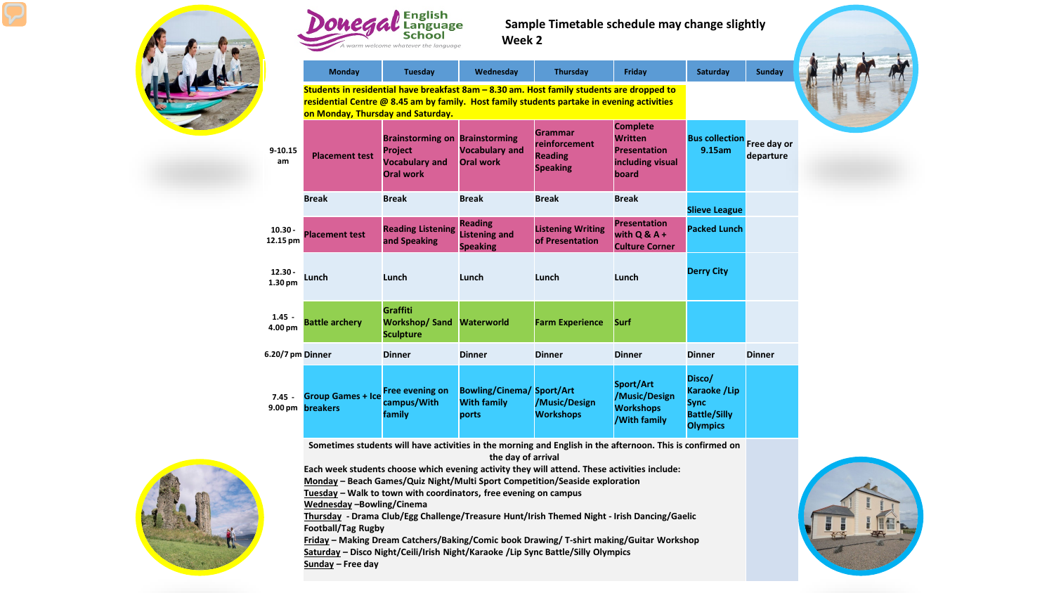Donegal English Language School
A warm welcome whatever the language

**Sample Timetable schedule may change slightly**
**Week 2**

| | Monday | Tuesday | Wednesday | Thursday | Friday | Saturday | Sunday |
|---|---|---|---|---|---|---|---|
| | Students in residential have breakfast 8am – 8.30 am. Host family students are dropped to residential Centre @ 8.45 am by family. Host family students partake in evening activities on Monday, Thursday and Saturday. | | | | | | |
| 9-10.15 am | Placement test | Brainstorming on Project Vocabulary and Oral work | Brainstorming Vocabulary and Oral work | Grammar reinforcement Reading Speaking | Complete Written Presentation including visual board | Bus collection 9.15am | Free day or departure |
| | Break | Break | Break | Break | Break | Slieve League | |
| 10.30 - 12.15 pm | Placement test | Reading Listening and Speaking | Reading Listening and Speaking | Listening Writing of Presentation | Presentation with Q & A + Culture Corner | Packed Lunch | |
| 12.30 - 1.30 pm | Lunch | Lunch | Lunch | Lunch | Lunch | Derry City | |
| 1.45 - 4.00 pm | Battle archery | Graffiti Workshop/ Sand Sculpture | Waterworld | Farm Experience | Surf | | |
| 6.20/7 pm | Dinner | Dinner | Dinner | Dinner | Dinner | Dinner | Dinner |
| 7.45 - 9.00 pm | Group Games + Ice breakers | Free evening on campus/With family | Bowling/Cinema/ With family ports | Sport/Art /Music/Design Workshops | Sport/Art /Music/Design Workshops /With family | Disco/ Karaoke /Lip Sync Battle/Silly Olympics | |

Sometimes students will have activities in the morning and English in the afternoon. This is confirmed on the day of arrival

Each week students choose which evening activity they will attend. These activities include:

Monday – Beach Games/Quiz Night/Multi Sport Competition/Seaside exploration
Tuesday – Walk to town with coordinators, free evening on campus
Wednesday –Bowling/Cinema
Thursday - Drama Club/Egg Challenge/Treasure Hunt/Irish Themed Night - Irish Dancing/Gaelic Football/Tag Rugby
Friday – Making Dream Catchers/Baking/Comic book Drawing/ T-shirt making/Guitar Workshop
Saturday – Disco Night/Ceili/Irish Night/Karaoke /Lip Sync Battle/Silly Olympics
Sunday – Free day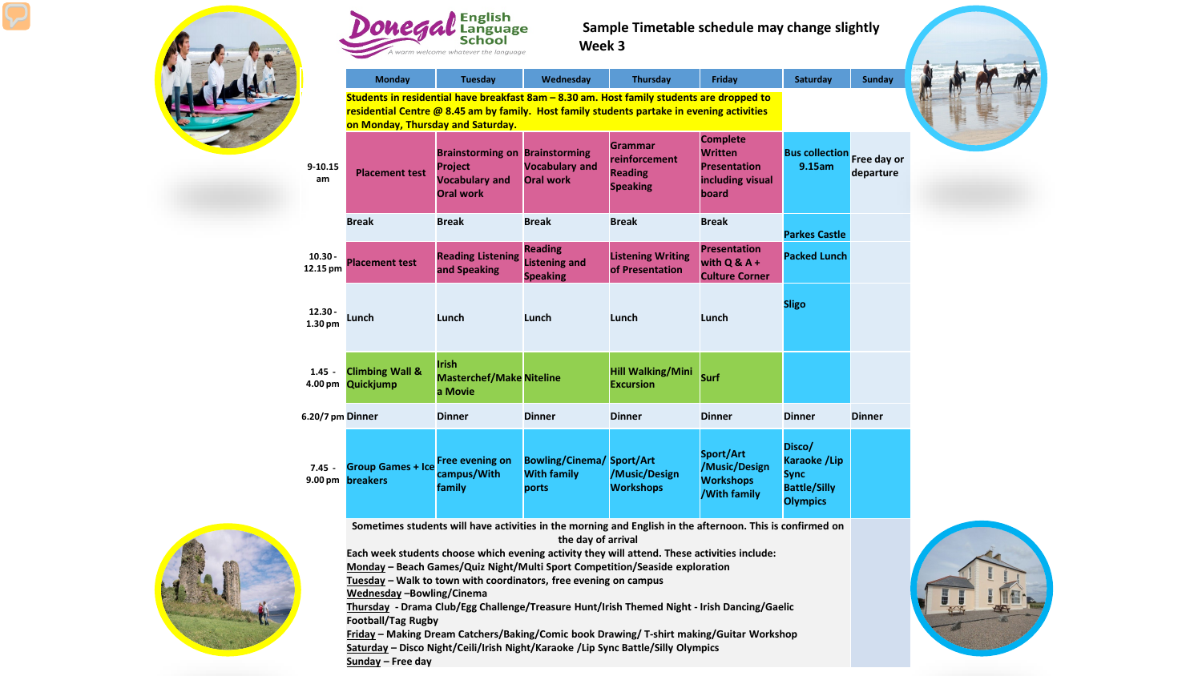**Donegal English Language School** — *A warm welcome whatever the language*

**Sample Timetable schedule may change slightly**
**Week 3**

| | Monday | Tuesday | Wednesday | Thursday | Friday | Saturday | Sunday |
|---|---|---|---|---|---|---|---|
| | Students in residential have breakfast 8am – 8.30 am. Host family students are dropped to residential Centre @ 8.45 am by family. Host family students partake in evening activities on Monday, Thursday and Saturday. | | | | | | |
| 9-10.15 am | Placement test | Brainstorming on Project Vocabulary and Oral work | Brainstorming Vocabulary and Oral work | Grammar reinforcement Reading Speaking | Complete Written Presentation including visual board | Bus collection 9.15am | Free day or departure |
| | Break | Break | Break | Break | Break | Parkes Castle | |
| 10.30 - 12.15 pm | Placement test | Reading Listening and Speaking | Reading Listening and Speaking | Listening Writing of Presentation | Presentation with Q & A + Culture Corner | Packed Lunch | |
| 12.30 - 1.30 pm | Lunch | Lunch | Lunch | Lunch | Lunch | Sligo | |
| 1.45 - 4.00 pm | Climbing Wall & Quickjump | Irish Masterchef/Make a Movie | Niteline | Hill Walking/Mini Excursion | Surf | | |
| 6.20/7 pm | Dinner | Dinner | Dinner | Dinner | Dinner | Dinner | Dinner |
| 7.45 - 9.00 pm | Group Games + Ice breakers | Free evening on campus/With family | Bowling/Cinema/ With family ports | Sport/Art /Music/Design Workshops | Sport/Art /Music/Design Workshops /With family | Disco/ Karaoke /Lip Sync Battle/Silly Olympics | |

Sometimes students will have activities in the morning and English in the afternoon. This is confirmed on the day of arrival

Each week students choose which evening activity they will attend. These activities include:

Monday – Beach Games/Quiz Night/Multi Sport Competition/Seaside exploration
Tuesday – Walk to town with coordinators, free evening on campus
Wednesday –Bowling/Cinema
Thursday - Drama Club/Egg Challenge/Treasure Hunt/Irish Themed Night - Irish Dancing/Gaelic Football/Tag Rugby
Friday – Making Dream Catchers/Baking/Comic book Drawing/ T-shirt making/Guitar Workshop
Saturday – Disco Night/Ceili/Irish Night/Karaoke /Lip Sync Battle/Silly Olympics
Sunday – Free day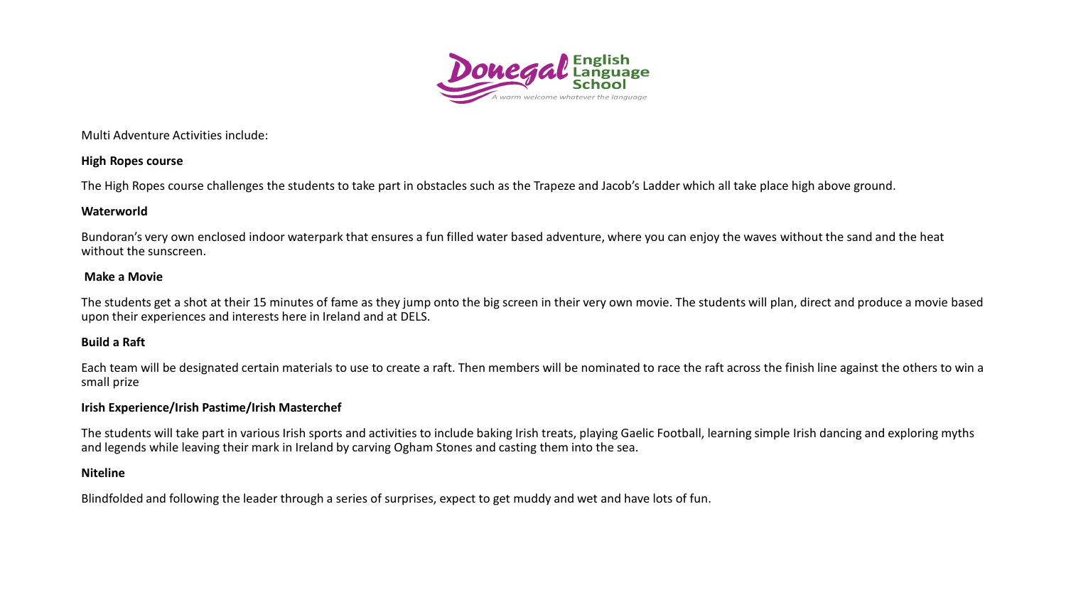Multi Adventure Activities include:

**High Ropes course**

The High Ropes course challenges the students to take part in obstacles such as the Trapeze and Jacob's Ladder which all take place high above ground.

**Waterworld**

Bundoran's very own enclosed indoor waterpark that ensures a fun filled water based adventure, where you can enjoy the waves without the sand and the heat without the sunscreen.

**Make a Movie**

The students get a shot at their 15 minutes of fame as they jump onto the big screen in their very own movie. The students will plan, direct and produce a movie based upon their experiences and interests here in Ireland and at DELS.

**Build a Raft**

Each team will be designated certain materials to use to create a raft. Then members will be nominated to race the raft across the finish line against the others to win a small prize

**Irish Experience/Irish Pastime/Irish Masterchef**

The students will take part in various Irish sports and activities to include baking Irish treats, playing Gaelic Football, learning simple Irish dancing and exploring myths and legends while leaving their mark in Ireland by carving Ogham Stones and casting them into the sea.

**Niteline**

Blindfolded and following the leader through a series of surprises, expect to get muddy and wet and have lots of fun.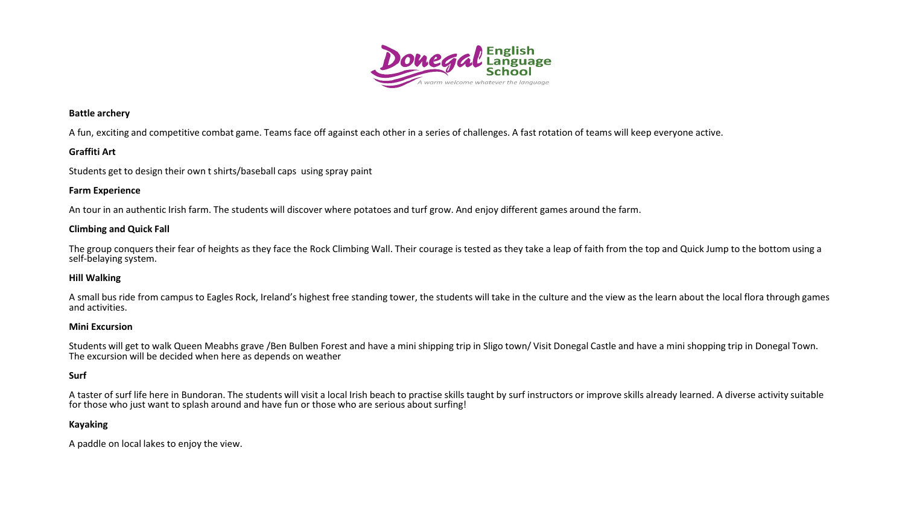**Battle archery**

A fun, exciting and competitive combat game. Teams face off against each other in a series of challenges. A fast rotation of teams will keep everyone active.

**Graffiti Art**

Students get to design their own t shirts/baseball caps using spray paint

**Farm Experience**

An tour in an authentic Irish farm. The students will discover where potatoes and turf grow. And enjoy different games around the farm.

**Climbing and Quick Fall**

The group conquers their fear of heights as they face the Rock Climbing Wall. Their courage is tested as they take a leap of faith from the top and Quick Jump to the bottom using a self-belaying system.

**Hill Walking**

A small bus ride from campus to Eagles Rock, Ireland's highest free standing tower, the students will take in the culture and the view as the learn about the local flora through games and activities.

**Mini Excursion**

Students will get to walk Queen Meabhs grave /Ben Bulben Forest and have a mini shipping trip in Sligo town/ Visit Donegal Castle and have a mini shopping trip in Donegal Town. The excursion will be decided when here as depends on weather

**Surf**

A taster of surf life here in Bundoran. The students will visit a local Irish beach to practise skills taught by surf instructors or improve skills already learned. A diverse activity suitable for those who just want to splash around and have fun or those who are serious about surfing!

**Kayaking**

A paddle on local lakes to enjoy the view.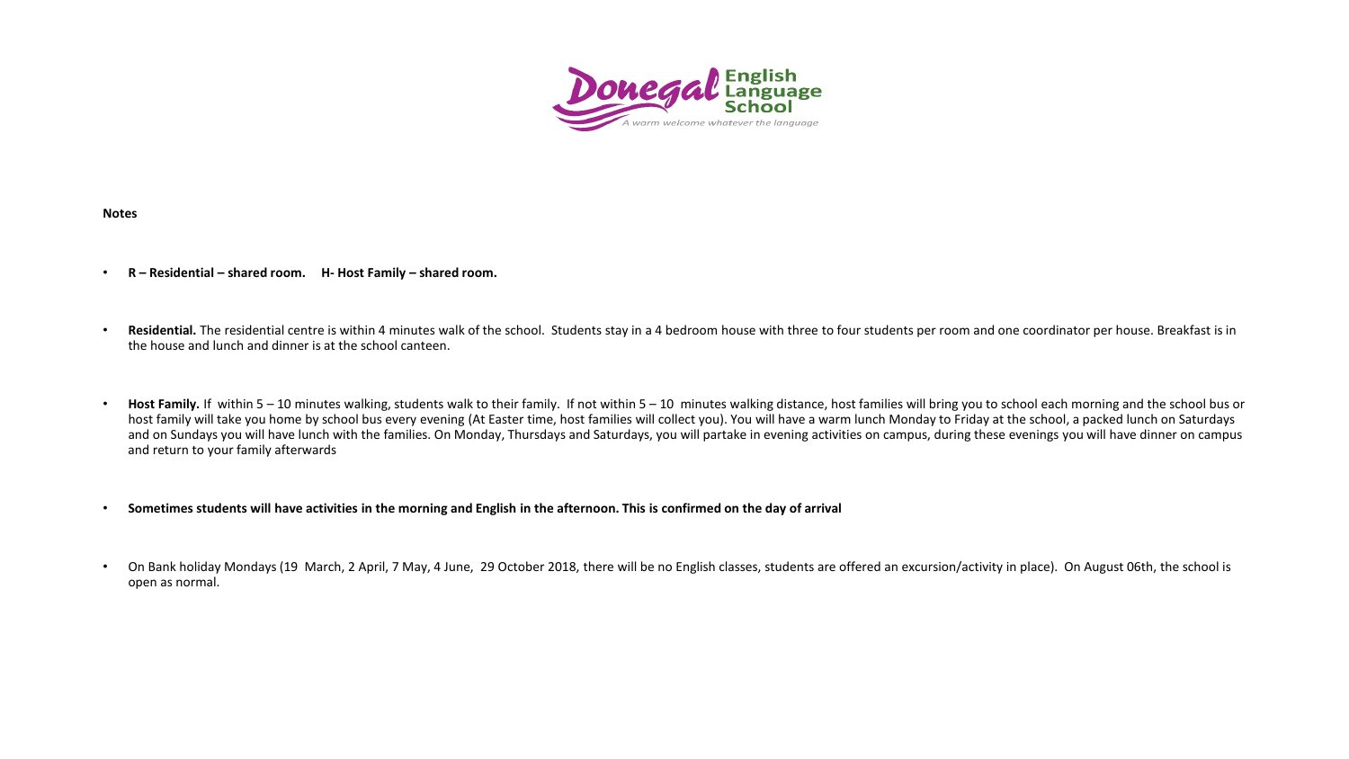**Notes**

- **R – Residential – shared room.   H- Host Family – shared room.**

- **Residential.** The residential centre is within 4 minutes walk of the school. Students stay in a 4 bedroom house with three to four students per room and one coordinator per house. Breakfast is in the house and lunch and dinner is at the school canteen.

- **Host Family.** If within 5 – 10 minutes walking, students walk to their family. If not within 5 – 10 minutes walking distance, host families will bring you to school each morning and the school bus or host family will take you home by school bus every evening (At Easter time, host families will collect you). You will have a warm lunch Monday to Friday at the school, a packed lunch on Saturdays and on Sundays you will have lunch with the families. On Monday, Thursdays and Saturdays, you will partake in evening activities on campus, during these evenings you will have dinner on campus and return to your family afterwards

- **Sometimes students will have activities in the morning and English in the afternoon. This is confirmed on the day of arrival**

- On Bank holiday Mondays (19 March, 2 April, 7 May, 4 June, 29 October 2018, there will be no English classes, students are offered an excursion/activity in place). On August 06th, the school is open as normal.